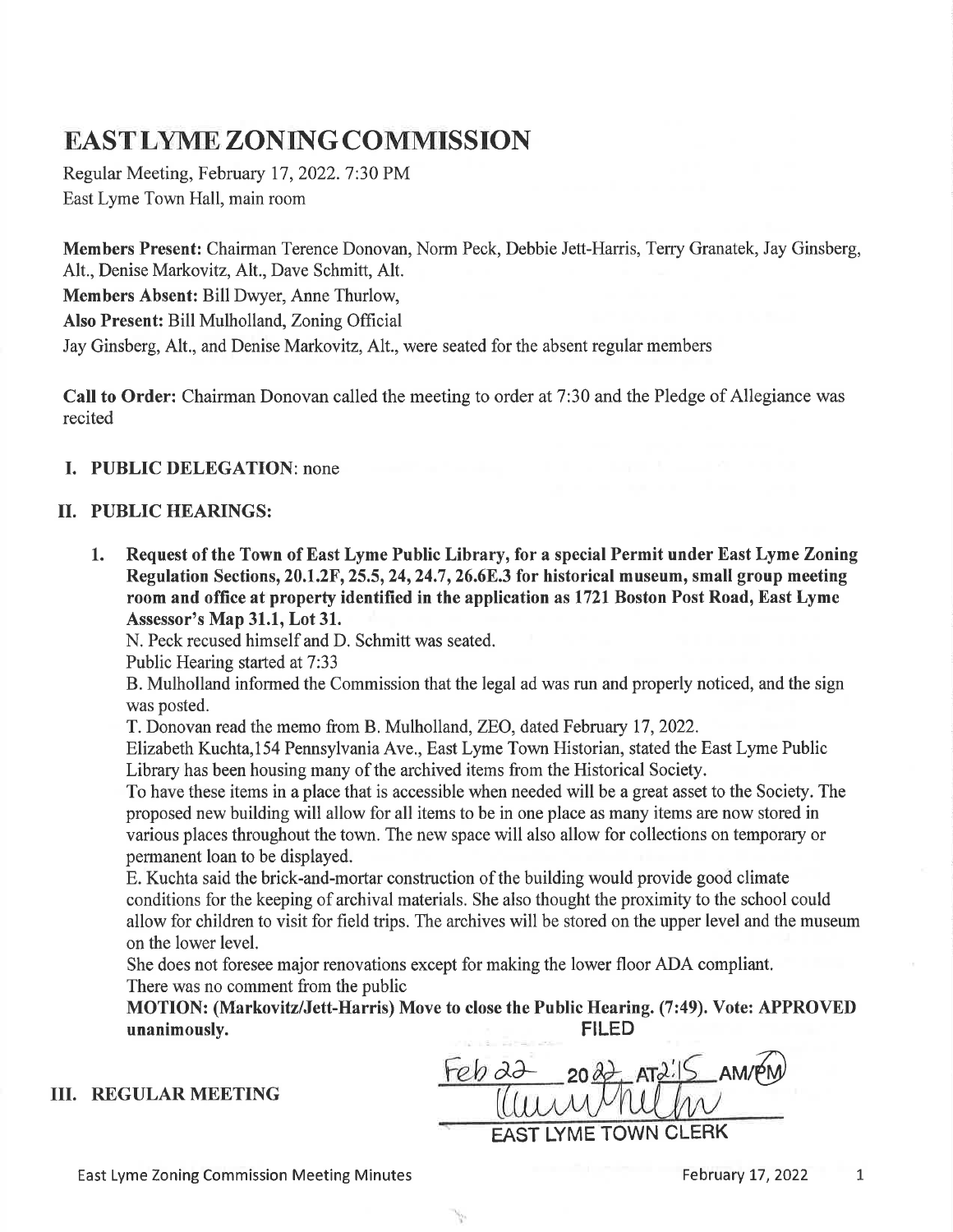# EAST LYME ZONING COMMISSION

Regular Meeting, February 17, 2022. 7:30 PM
East Lyme Town Hall, main room

**Members Present:** Chairman Terence Donovan, Norm Peck, Debbie Jett-Harris, Terry Granatek, Jay Ginsberg, Alt., Denise Markovitz, Alt., Dave Schmitt, Alt.

**Members Absent:** Bill Dwyer, Anne Thurlow,

**Also Present:** Bill Mulholland, Zoning Official

Jay Ginsberg, Alt., and Denise Markovitz, Alt., were seated for the absent regular members

**Call to Order:** Chairman Donovan called the meeting to order at 7:30 and the Pledge of Allegiance was recited

## I. PUBLIC DELEGATION: none

## II. PUBLIC HEARINGS:

1. **Request of the Town of East Lyme Public Library, for a special Permit under East Lyme Zoning Regulation Sections, 20.1.2F, 25.5, 24, 24.7, 26.6E.3 for historical museum, small group meeting room and office at property identified in the application as 1721 Boston Post Road, East Lyme Assessor's Map 31.1, Lot 31.**

   N. Peck recused himself and D. Schmitt was seated.

   Public Hearing started at 7:33

   B. Mulholland informed the Commission that the legal ad was run and properly noticed, and the sign was posted.

   T. Donovan read the memo from B. Mulholland, ZEO, dated February 17, 2022.

   Elizabeth Kuchta,154 Pennsylvania Ave., East Lyme Town Historian, stated the East Lyme Public Library has been housing many of the archived items from the Historical Society.

   To have these items in a place that is accessible when needed will be a great asset to the Society. The proposed new building will allow for all items to be in one place as many items are now stored in various places throughout the town. The new space will also allow for collections on temporary or permanent loan to be displayed.

   E. Kuchta said the brick-and-mortar construction of the building would provide good climate conditions for the keeping of archival materials. She also thought the proximity to the school could allow for children to visit for field trips. The archives will be stored on the upper level and the museum on the lower level.

   She does not foresee major renovations except for making the lower floor ADA compliant.

   There was no comment from the public

   **MOTION: (Markovitz/Jett-Harris) Move to close the Public Hearing. (7:49). Vote: APPROVED unanimously.**

FILED
Feb 22 2022 AT 2:15 AM/PM
EAST LYME TOWN CLERK

## III. REGULAR MEETING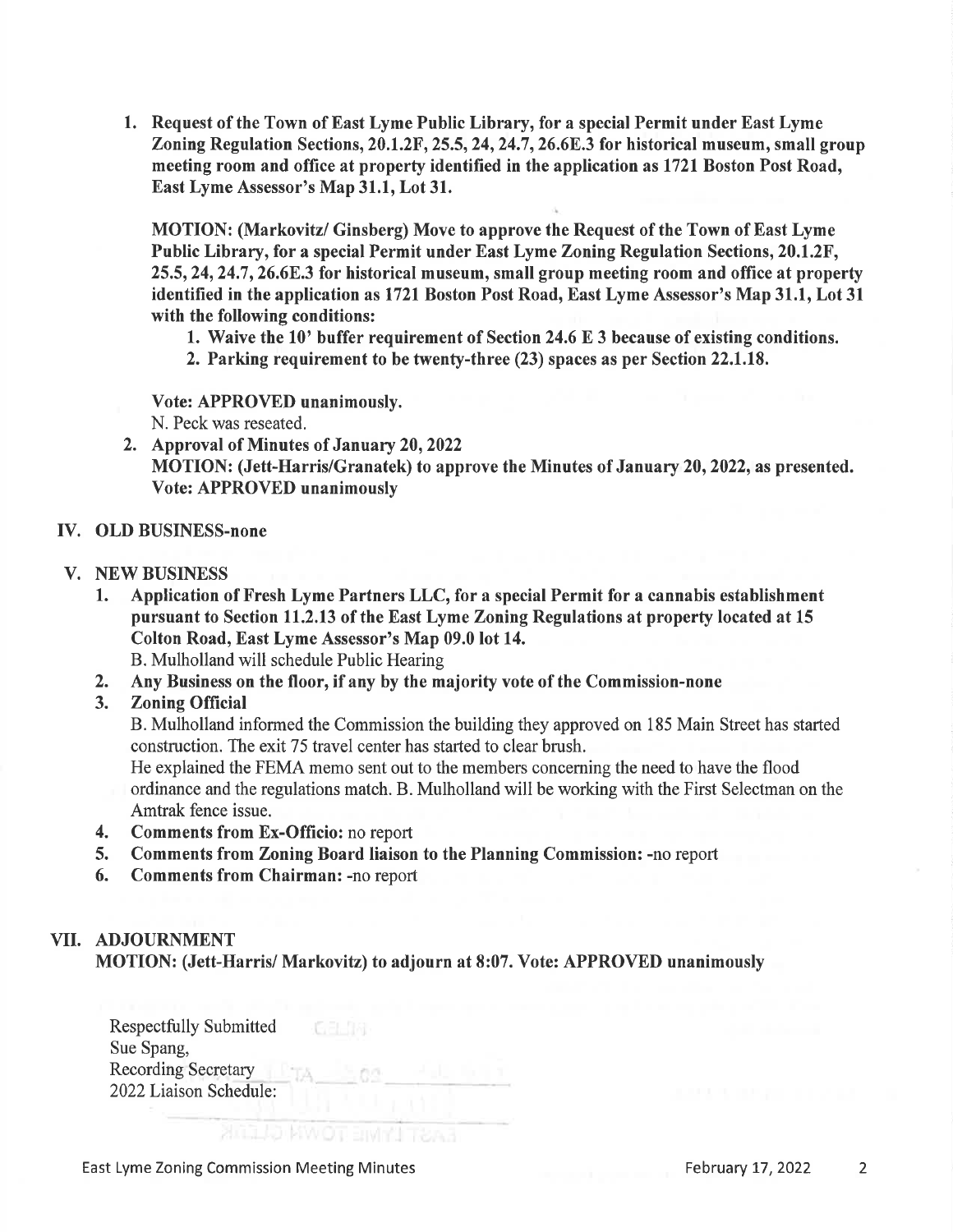1. **Request of the Town of East Lyme Public Library, for a special Permit under East Lyme Zoning Regulation Sections, 20.1.2F, 25.5, 24, 24.7, 26.6E.3 for historical museum, small group meeting room and office at property identified in the application as 1721 Boston Post Road, East Lyme Assessor's Map 31.1, Lot 31.**

   **MOTION: (Markovitz/ Ginsberg) Move to approve the Request of the Town of East Lyme Public Library, for a special Permit under East Lyme Zoning Regulation Sections, 20.1.2F, 25.5, 24, 24.7, 26.6E.3 for historical museum, small group meeting room and office at property identified in the application as 1721 Boston Post Road, East Lyme Assessor's Map 31.1, Lot 31 with the following conditions:**

   1. **Waive the 10' buffer requirement of Section 24.6 E 3 because of existing conditions.**
   2. **Parking requirement to be twenty-three (23) spaces as per Section 22.1.18.**

   **Vote: APPROVED unanimously.**

   N. Peck was reseated.

2. **Approval of Minutes of January 20, 2022**
   **MOTION: (Jett-Harris/Granatek) to approve the Minutes of January 20, 2022, as presented. Vote: APPROVED unanimously**

## IV. OLD BUSINESS-none

## V. NEW BUSINESS

1. **Application of Fresh Lyme Partners LLC, for a special Permit for a cannabis establishment pursuant to Section 11.2.13 of the East Lyme Zoning Regulations at property located at 15 Colton Road, East Lyme Assessor's Map 09.0 lot 14.**
   B. Mulholland will schedule Public Hearing
2. **Any Business on the floor, if any by the majority vote of the Commission-none**
3. **Zoning Official**
   B. Mulholland informed the Commission the building they approved on 185 Main Street has started construction. The exit 75 travel center has started to clear brush.
   He explained the FEMA memo sent out to the members concerning the need to have the flood ordinance and the regulations match. B. Mulholland will be working with the First Selectman on the Amtrak fence issue.
4. **Comments from Ex-Officio:** no report
5. **Comments from Zoning Board liaison to the Planning Commission:** -no report
6. **Comments from Chairman:** -no report

## VII. ADJOURNMENT

**MOTION: (Jett-Harris/ Markovitz) to adjourn at 8:07. Vote: APPROVED unanimously**

Respectfully Submitted
Sue Spang,
Recording Secretary
2022 Liaison Schedule: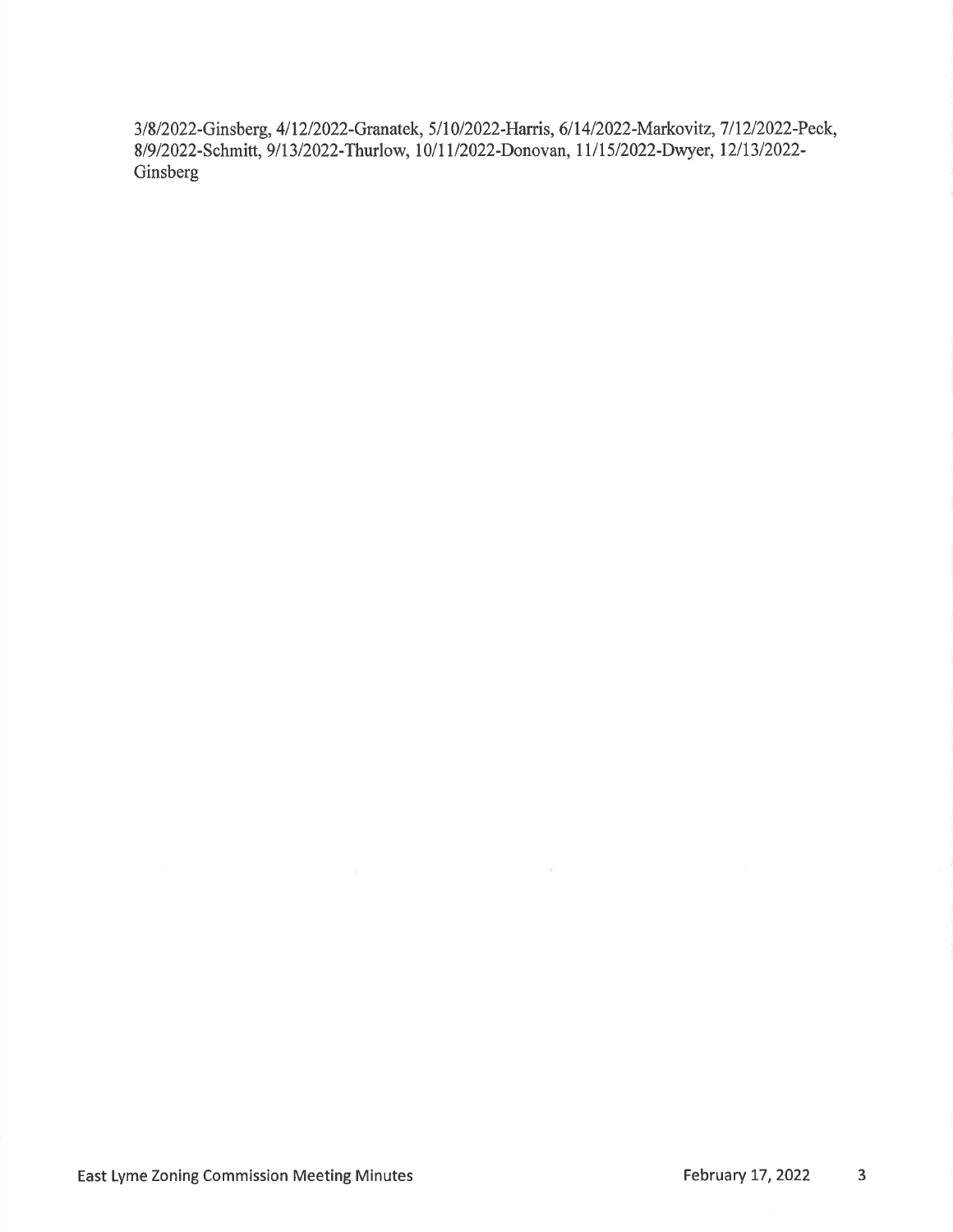3/8/2022-Ginsberg, 4/12/2022-Granatek, 5/10/2022-Harris, 6/14/2022-Markovitz, 7/12/2022-Peck, 8/9/2022-Schmitt, 9/13/2022-Thurlow, 10/11/2022-Donovan, 11/15/2022-Dwyer, 12/13/2022-Ginsberg